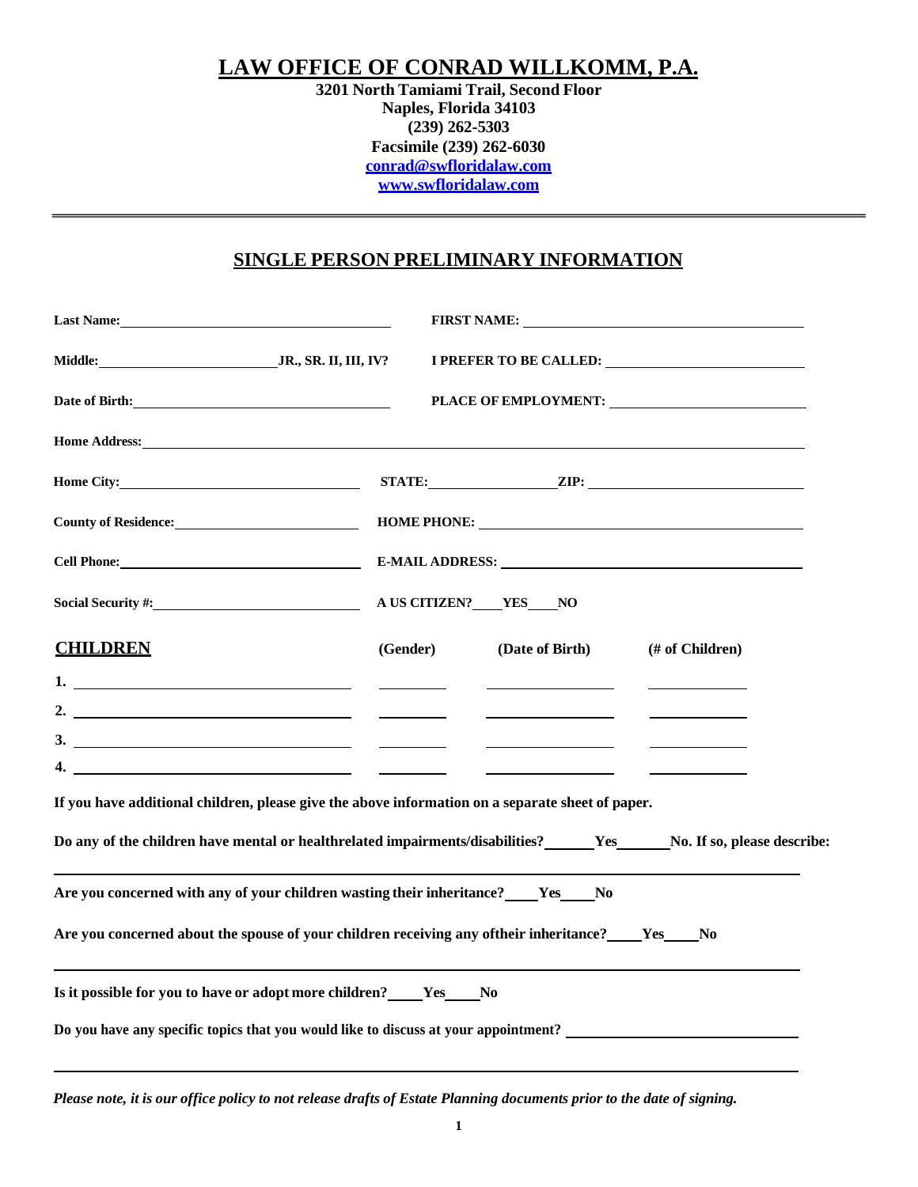# LAW OFFICE OF CONRAD WILLKOMM, P.A.

**3201 North Tamiami Trail, Second Floor**
**Naples, Florida 34103**
**(239) 262-5303**
**Facsimile (239) 262-6030**
**conrad@swfloridalaw.com**
**www.swfloridalaw.com**

---

## SINGLE PERSON PRELIMINARY INFORMATION

**Last Name:**\_\_\_\_\_\_\_\_\_\_\_\_\_\_\_\_\_\_\_\_ **FIRST NAME:** \_\_\_\_\_\_\_\_\_\_\_\_\_\_\_\_\_\_\_\_

**Middle:**\_\_\_\_\_\_\_\_\_\_\_\_\_\_ **JR., SR. II, III, IV?** **I PREFER TO BE CALLED:** \_\_\_\_\_\_\_\_\_\_\_\_\_\_\_\_

**Date of Birth:**\_\_\_\_\_\_\_\_\_\_\_\_\_\_\_\_\_\_\_\_ **PLACE OF EMPLOYMENT:** \_\_\_\_\_\_\_\_\_\_\_\_\_\_\_\_

**Home Address:**\_\_\_\_\_\_\_\_\_\_\_\_\_\_\_\_\_\_\_\_\_\_\_\_\_\_\_\_\_\_\_\_\_\_\_\_\_\_\_\_\_\_\_\_

**Home City:**\_\_\_\_\_\_\_\_\_\_\_\_\_\_\_\_\_\_\_\_ **STATE:**\_\_\_\_\_\_\_\_\_\_ **ZIP:** \_\_\_\_\_\_\_\_\_\_\_\_\_\_\_\_

**County of Residence:**\_\_\_\_\_\_\_\_\_\_\_\_\_\_\_\_ **HOME PHONE:** \_\_\_\_\_\_\_\_\_\_\_\_\_\_\_\_\_\_\_\_

**Cell Phone:**\_\_\_\_\_\_\_\_\_\_\_\_\_\_\_\_\_\_\_\_ **E-MAIL ADDRESS:** \_\_\_\_\_\_\_\_\_\_\_\_\_\_\_\_\_\_\_\_

**Social Security #:**\_\_\_\_\_\_\_\_\_\_\_\_\_\_\_\_ **A US CITIZEN?\_\_\_\_YES\_\_\_\_NO**

| **CHILDREN** | **(Gender)** | **(Date of Birth)** | **(# of Children)** |
|---|---|---|---|
| **1.** | | | |
| **2.** | | | |
| **3.** | | | |
| **4.** | | | |

**If you have additional children, please give the above information on a separate sheet of paper.**

**Do any of the children have mental or healthrelated impairments/disabilities?\_\_\_\_\_\_Yes\_\_\_\_\_\_No. If so, please describe:**

\_\_\_\_\_\_\_\_\_\_\_\_\_\_\_\_\_\_\_\_\_\_\_\_\_\_\_\_\_\_\_\_\_\_\_\_\_\_\_\_\_\_\_\_\_\_\_\_\_\_\_\_

**Are you concerned with any of your children wasting their inheritance?\_\_\_\_Yes\_\_\_\_No**

**Are you concerned about the spouse of your children receiving any oftheir inheritance?\_\_\_\_Yes\_\_\_\_No**

\_\_\_\_\_\_\_\_\_\_\_\_\_\_\_\_\_\_\_\_\_\_\_\_\_\_\_\_\_\_\_\_\_\_\_\_\_\_\_\_\_\_\_\_\_\_\_\_\_\_\_\_

**Is it possible for you to have or adopt more children?\_\_\_\_Yes\_\_\_\_No**

**Do you have any specific topics that you would like to discuss at your appointment?** \_\_\_\_\_\_\_\_\_\_\_\_\_\_\_\_\_\_\_\_

\_\_\_\_\_\_\_\_\_\_\_\_\_\_\_\_\_\_\_\_\_\_\_\_\_\_\_\_\_\_\_\_\_\_\_\_\_\_\_\_\_\_\_\_\_\_\_\_\_\_\_\_

***Please note, it is our office policy to not release drafts of Estate Planning documents prior to the date of signing.***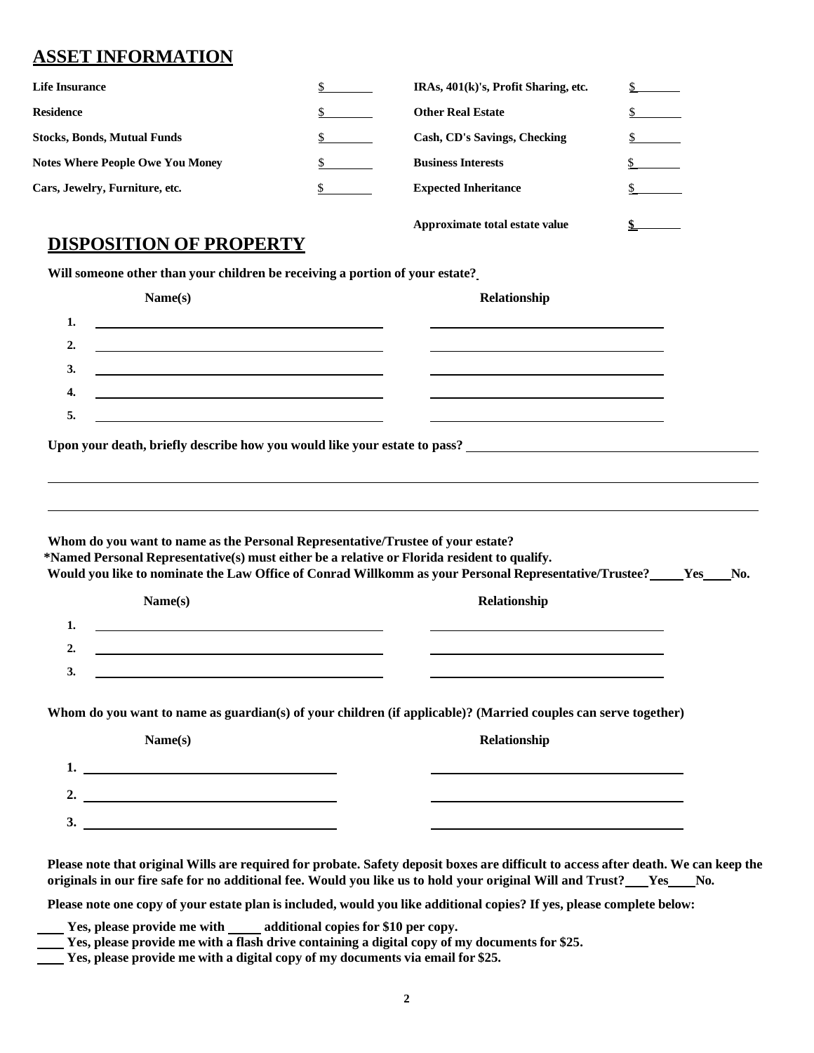## ASSET INFORMATION

| | | | |
|---|---|---|---|
| **Life Insurance** | $ | **IRAs, 401(k)'s, Profit Sharing, etc.** | $ |
| **Residence** | $ | **Other Real Estate** | $ |
| **Stocks, Bonds, Mutual Funds** | $ | **Cash, CD's Savings, Checking** | $ |
| **Notes Where People Owe You Money** | $ | **Business Interests** | $ |
| **Cars, Jewelry, Furniture, etc.** | $ | **Expected Inheritance** | $ |
| | | **Approximate total estate value** | **$** |

## DISPOSITION OF PROPERTY

**Will someone other than your children be receiving a portion of your estate?**

| | Name(s) | Relationship |
|---|---|---|
| **1.** | | |
| **2.** | | |
| **3.** | | |
| **4.** | | |
| **5.** | | |

**Upon your death, briefly describe how you would like your estate to pass?** ______________________

______________________________________________________________________

______________________________________________________________________

**Whom do you want to name as the Personal Representative/Trustee of your estate?**
**\*Named Personal Representative(s) must either be a relative or Florida resident to qualify.**
**Would you like to nominate the Law Office of Conrad Willkomm as your Personal Representative/Trustee?\_\_\_\_\_Yes\_\_\_\_No.**

| | Name(s) | Relationship |
|---|---|---|
| **1.** | | |
| **2.** | | |
| **3.** | | |

**Whom do you want to name as guardian(s) of your children (if applicable)? (Married couples can serve together)**

| | Name(s) | Relationship |
|---|---|---|
| **1.** | | |
| **2.** | | |
| **3.** | | |

**Please note that original Wills are required for probate. Safety deposit boxes are difficult to access after death. We can keep the originals in our fire safe for no additional fee. Would you like us to hold your original Will and Trust?\_\_\_Yes\_\_\_\_No.**

**Please note one copy of your estate plan is included, would you like additional copies? If yes, please complete below:**

**\_\_\_\_ Yes, please provide me with \_\_\_\_\_ additional copies for $10 per copy.**
**\_\_\_\_ Yes, please provide me with a flash drive containing a digital copy of my documents for $25.**
**\_\_\_\_ Yes, please provide me with a digital copy of my documents via email for $25.**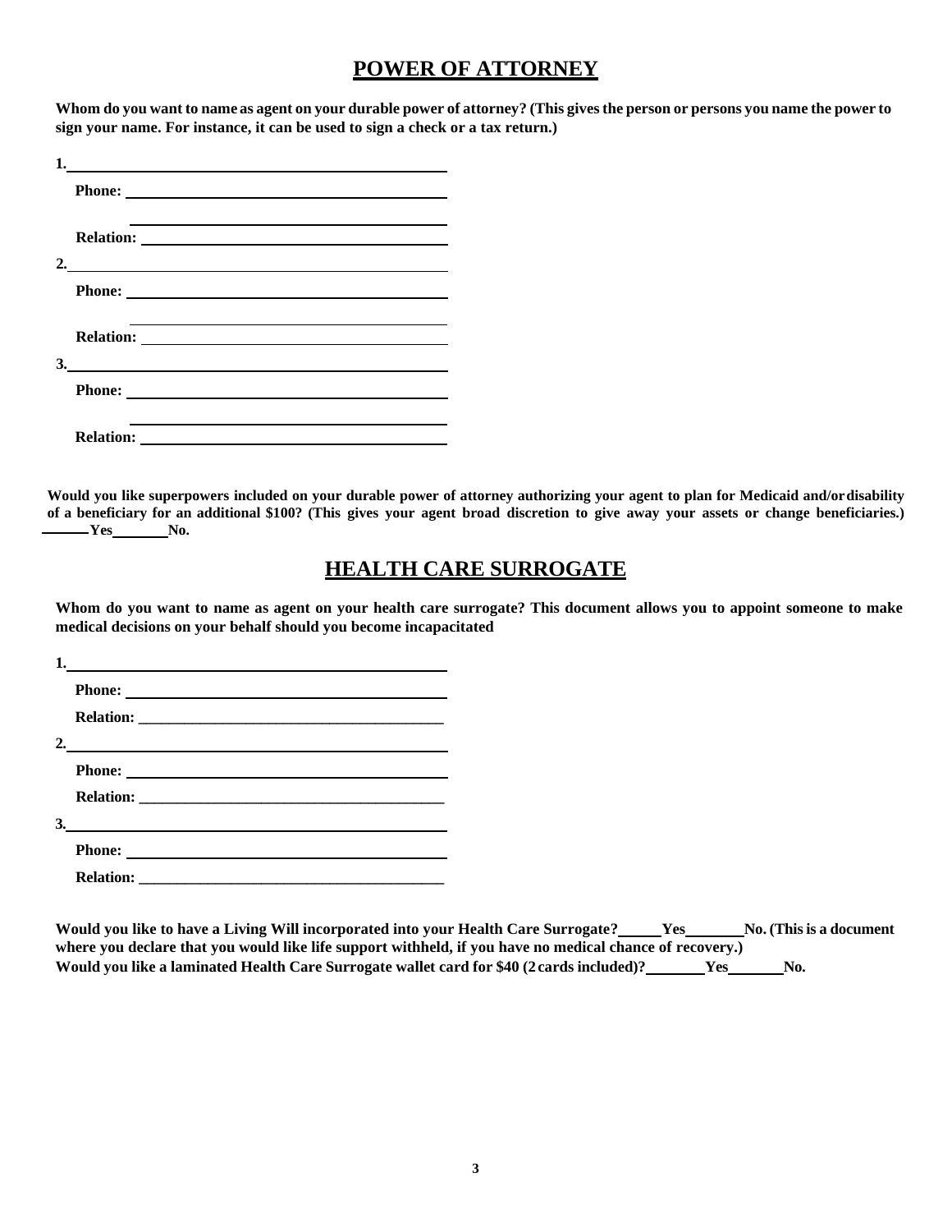# POWER OF ATTORNEY

**Whom do you want to name as agent on your durable power of attorney? (This gives the person or persons you name the power to sign your name. For instance, it can be used to sign a check or a tax return.)**

**1.** ______________________________________________

**Phone:** ______________________________________________

______________________________________________

**Relation:** ______________________________________________

**2.** ______________________________________________

**Phone:** ______________________________________________

______________________________________________

**Relation:** ______________________________________________

**3.** ______________________________________________

**Phone:** ______________________________________________

______________________________________________

**Relation:** ______________________________________________

**Would you like superpowers included on your durable power of attorney authorizing your agent to plan for Medicaid and/or disability of a beneficiary for an additional $100? (This gives your agent broad discretion to give away your assets or change beneficiaries.)** ______**Yes**______**No.**

# HEALTH CARE SURROGATE

**Whom do you want to name as agent on your health care surrogate? This document allows you to appoint someone to make medical decisions on your behalf should you become incapacitated**

**1.** ______________________________________________

**Phone:** ______________________________________________

**Relation:** ______________________________________________

**2.** ______________________________________________

**Phone:** ______________________________________________

**Relation:** ______________________________________________

**3.** ______________________________________________

**Phone:** ______________________________________________

**Relation:** ______________________________________________

**Would you like to have a Living Will incorporated into your Health Care Surrogate?**______**Yes**______**No. (This is a document where you declare that you would like life support withheld, if you have no medical chance of recovery.)**

**Would you like a laminated Health Care Surrogate wallet card for $40 (2 cards included)?**______**Yes**______**No.**